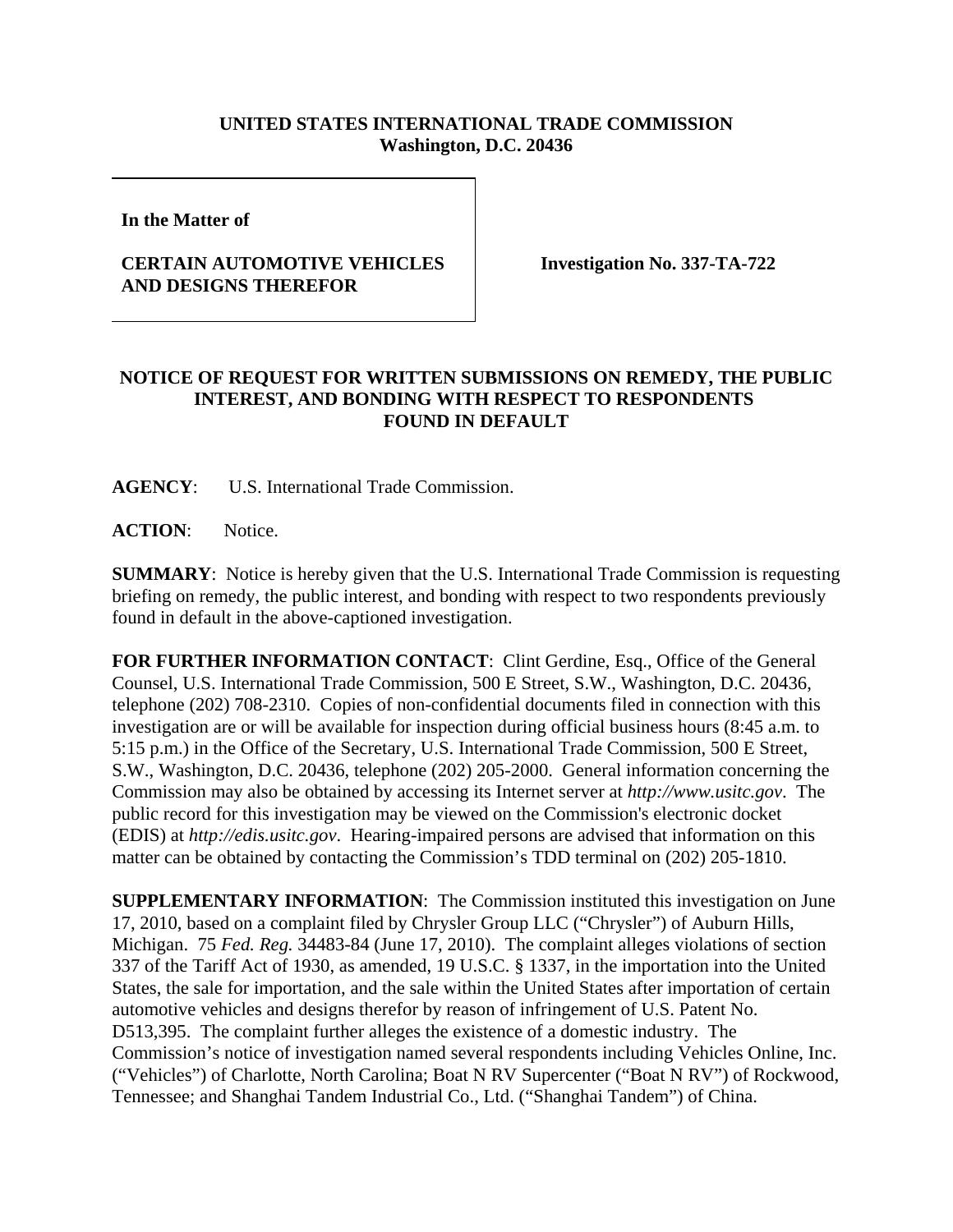**UNITED STATES INTERNATIONAL TRADE COMMISSION**
**Washington, D.C. 20436**

| | |
|---|---|
| **In the Matter of**<br><br>**CERTAIN AUTOMOTIVE VEHICLES AND DESIGNS THEREFOR** | **Investigation No. 337-TA-722** |

**NOTICE OF REQUEST FOR WRITTEN SUBMISSIONS ON REMEDY, THE PUBLIC INTEREST, AND BONDING WITH RESPECT TO RESPONDENTS FOUND IN DEFAULT**

**AGENCY**: U.S. International Trade Commission.

**ACTION**: Notice.

**SUMMARY**: Notice is hereby given that the U.S. International Trade Commission is requesting briefing on remedy, the public interest, and bonding with respect to two respondents previously found in default in the above-captioned investigation.

**FOR FURTHER INFORMATION CONTACT**: Clint Gerdine, Esq., Office of the General Counsel, U.S. International Trade Commission, 500 E Street, S.W., Washington, D.C. 20436, telephone (202) 708-2310. Copies of non-confidential documents filed in connection with this investigation are or will be available for inspection during official business hours (8:45 a.m. to 5:15 p.m.) in the Office of the Secretary, U.S. International Trade Commission, 500 E Street, S.W., Washington, D.C. 20436, telephone (202) 205-2000. General information concerning the Commission may also be obtained by accessing its Internet server at *http://www.usitc.gov*. The public record for this investigation may be viewed on the Commission's electronic docket (EDIS) at *http://edis.usitc.gov*. Hearing-impaired persons are advised that information on this matter can be obtained by contacting the Commission's TDD terminal on (202) 205-1810.

**SUPPLEMENTARY INFORMATION**: The Commission instituted this investigation on June 17, 2010, based on a complaint filed by Chrysler Group LLC ("Chrysler") of Auburn Hills, Michigan. 75 *Fed. Reg.* 34483-84 (June 17, 2010). The complaint alleges violations of section 337 of the Tariff Act of 1930, as amended, 19 U.S.C. § 1337, in the importation into the United States, the sale for importation, and the sale within the United States after importation of certain automotive vehicles and designs therefor by reason of infringement of U.S. Patent No. D513,395. The complaint further alleges the existence of a domestic industry. The Commission's notice of investigation named several respondents including Vehicles Online, Inc. ("Vehicles") of Charlotte, North Carolina; Boat N RV Supercenter ("Boat N RV") of Rockwood, Tennessee; and Shanghai Tandem Industrial Co., Ltd. ("Shanghai Tandem") of China.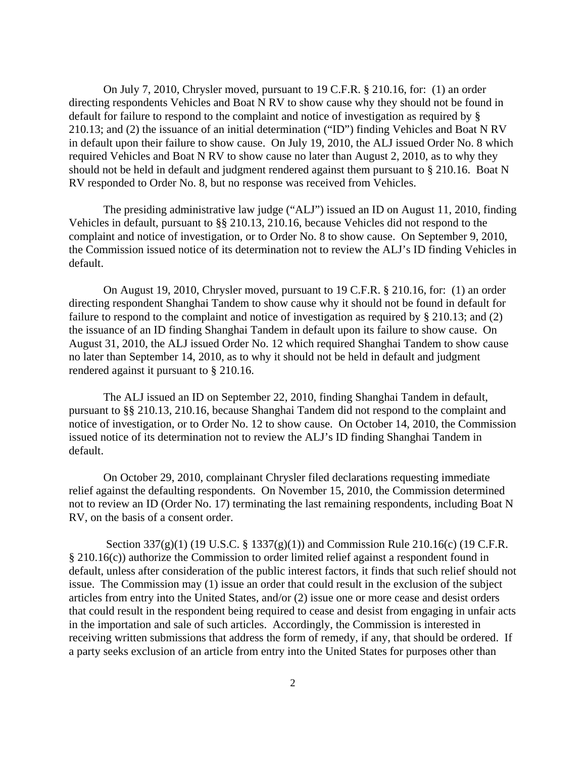On July 7, 2010, Chrysler moved, pursuant to 19 C.F.R. § 210.16, for: (1) an order directing respondents Vehicles and Boat N RV to show cause why they should not be found in default for failure to respond to the complaint and notice of investigation as required by § 210.13; and (2) the issuance of an initial determination ("ID") finding Vehicles and Boat N RV in default upon their failure to show cause. On July 19, 2010, the ALJ issued Order No. 8 which required Vehicles and Boat N RV to show cause no later than August 2, 2010, as to why they should not be held in default and judgment rendered against them pursuant to § 210.16. Boat N RV responded to Order No. 8, but no response was received from Vehicles.

The presiding administrative law judge ("ALJ") issued an ID on August 11, 2010, finding Vehicles in default, pursuant to §§ 210.13, 210.16, because Vehicles did not respond to the complaint and notice of investigation, or to Order No. 8 to show cause. On September 9, 2010, the Commission issued notice of its determination not to review the ALJ's ID finding Vehicles in default.

On August 19, 2010, Chrysler moved, pursuant to 19 C.F.R. § 210.16, for: (1) an order directing respondent Shanghai Tandem to show cause why it should not be found in default for failure to respond to the complaint and notice of investigation as required by § 210.13; and (2) the issuance of an ID finding Shanghai Tandem in default upon its failure to show cause. On August 31, 2010, the ALJ issued Order No. 12 which required Shanghai Tandem to show cause no later than September 14, 2010, as to why it should not be held in default and judgment rendered against it pursuant to § 210.16.

The ALJ issued an ID on September 22, 2010, finding Shanghai Tandem in default, pursuant to §§ 210.13, 210.16, because Shanghai Tandem did not respond to the complaint and notice of investigation, or to Order No. 12 to show cause. On October 14, 2010, the Commission issued notice of its determination not to review the ALJ's ID finding Shanghai Tandem in default.

On October 29, 2010, complainant Chrysler filed declarations requesting immediate relief against the defaulting respondents. On November 15, 2010, the Commission determined not to review an ID (Order No. 17) terminating the last remaining respondents, including Boat N RV, on the basis of a consent order.

Section 337(g)(1) (19 U.S.C. § 1337(g)(1)) and Commission Rule 210.16(c) (19 C.F.R. § 210.16(c)) authorize the Commission to order limited relief against a respondent found in default, unless after consideration of the public interest factors, it finds that such relief should not issue. The Commission may (1) issue an order that could result in the exclusion of the subject articles from entry into the United States, and/or (2) issue one or more cease and desist orders that could result in the respondent being required to cease and desist from engaging in unfair acts in the importation and sale of such articles. Accordingly, the Commission is interested in receiving written submissions that address the form of remedy, if any, that should be ordered. If a party seeks exclusion of an article from entry into the United States for purposes other than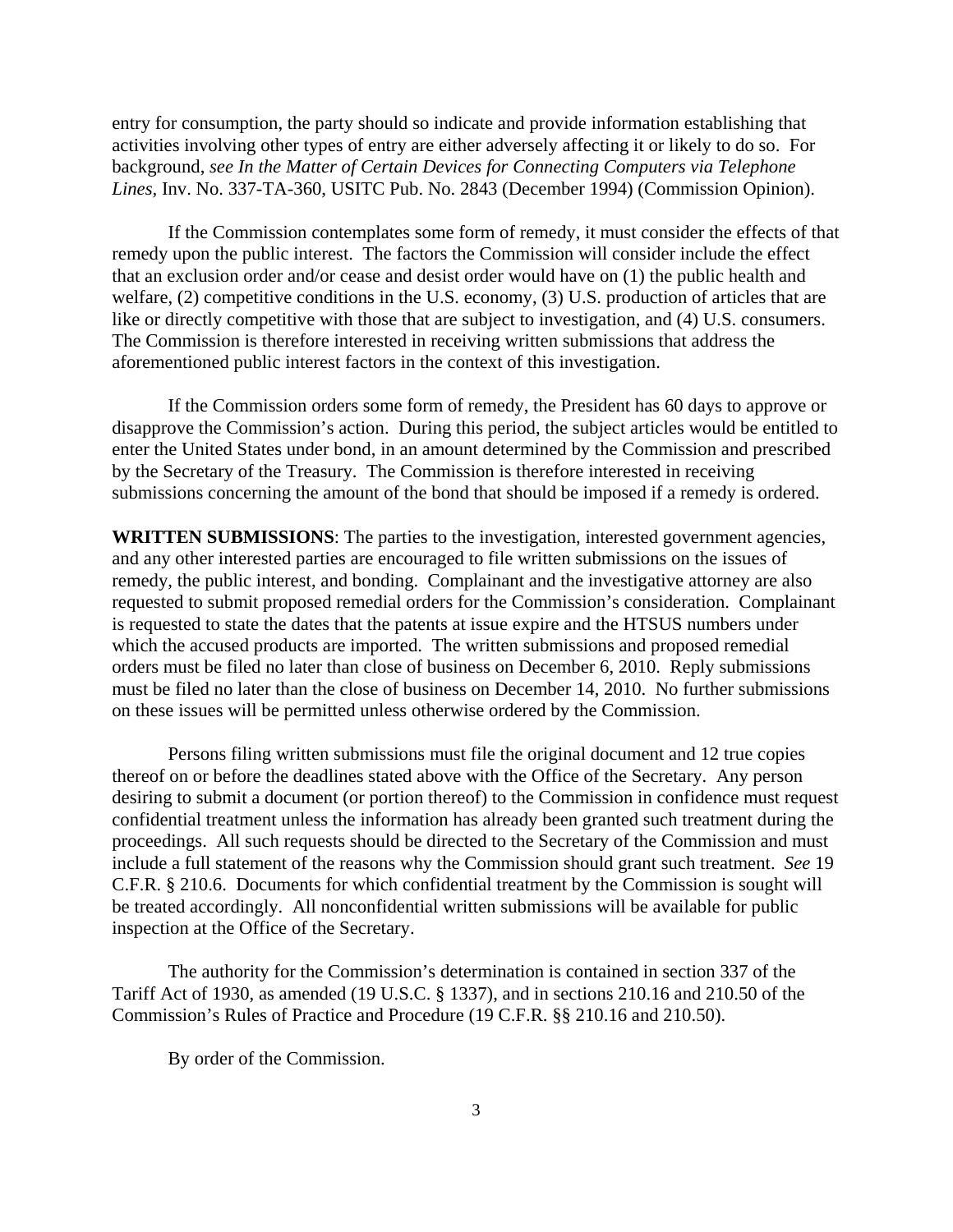entry for consumption, the party should so indicate and provide information establishing that activities involving other types of entry are either adversely affecting it or likely to do so. For background, *see In the Matter of Certain Devices for Connecting Computers via Telephone Lines*, Inv. No. 337-TA-360, USITC Pub. No. 2843 (December 1994) (Commission Opinion).

If the Commission contemplates some form of remedy, it must consider the effects of that remedy upon the public interest. The factors the Commission will consider include the effect that an exclusion order and/or cease and desist order would have on (1) the public health and welfare, (2) competitive conditions in the U.S. economy, (3) U.S. production of articles that are like or directly competitive with those that are subject to investigation, and (4) U.S. consumers. The Commission is therefore interested in receiving written submissions that address the aforementioned public interest factors in the context of this investigation.

If the Commission orders some form of remedy, the President has 60 days to approve or disapprove the Commission's action. During this period, the subject articles would be entitled to enter the United States under bond, in an amount determined by the Commission and prescribed by the Secretary of the Treasury. The Commission is therefore interested in receiving submissions concerning the amount of the bond that should be imposed if a remedy is ordered.

**WRITTEN SUBMISSIONS**: The parties to the investigation, interested government agencies, and any other interested parties are encouraged to file written submissions on the issues of remedy, the public interest, and bonding. Complainant and the investigative attorney are also requested to submit proposed remedial orders for the Commission's consideration. Complainant is requested to state the dates that the patents at issue expire and the HTSUS numbers under which the accused products are imported. The written submissions and proposed remedial orders must be filed no later than close of business on December 6, 2010. Reply submissions must be filed no later than the close of business on December 14, 2010. No further submissions on these issues will be permitted unless otherwise ordered by the Commission.

Persons filing written submissions must file the original document and 12 true copies thereof on or before the deadlines stated above with the Office of the Secretary. Any person desiring to submit a document (or portion thereof) to the Commission in confidence must request confidential treatment unless the information has already been granted such treatment during the proceedings. All such requests should be directed to the Secretary of the Commission and must include a full statement of the reasons why the Commission should grant such treatment. *See* 19 C.F.R. § 210.6. Documents for which confidential treatment by the Commission is sought will be treated accordingly. All nonconfidential written submissions will be available for public inspection at the Office of the Secretary.

The authority for the Commission's determination is contained in section 337 of the Tariff Act of 1930, as amended (19 U.S.C. § 1337), and in sections 210.16 and 210.50 of the Commission's Rules of Practice and Procedure (19 C.F.R. §§ 210.16 and 210.50).

By order of the Commission.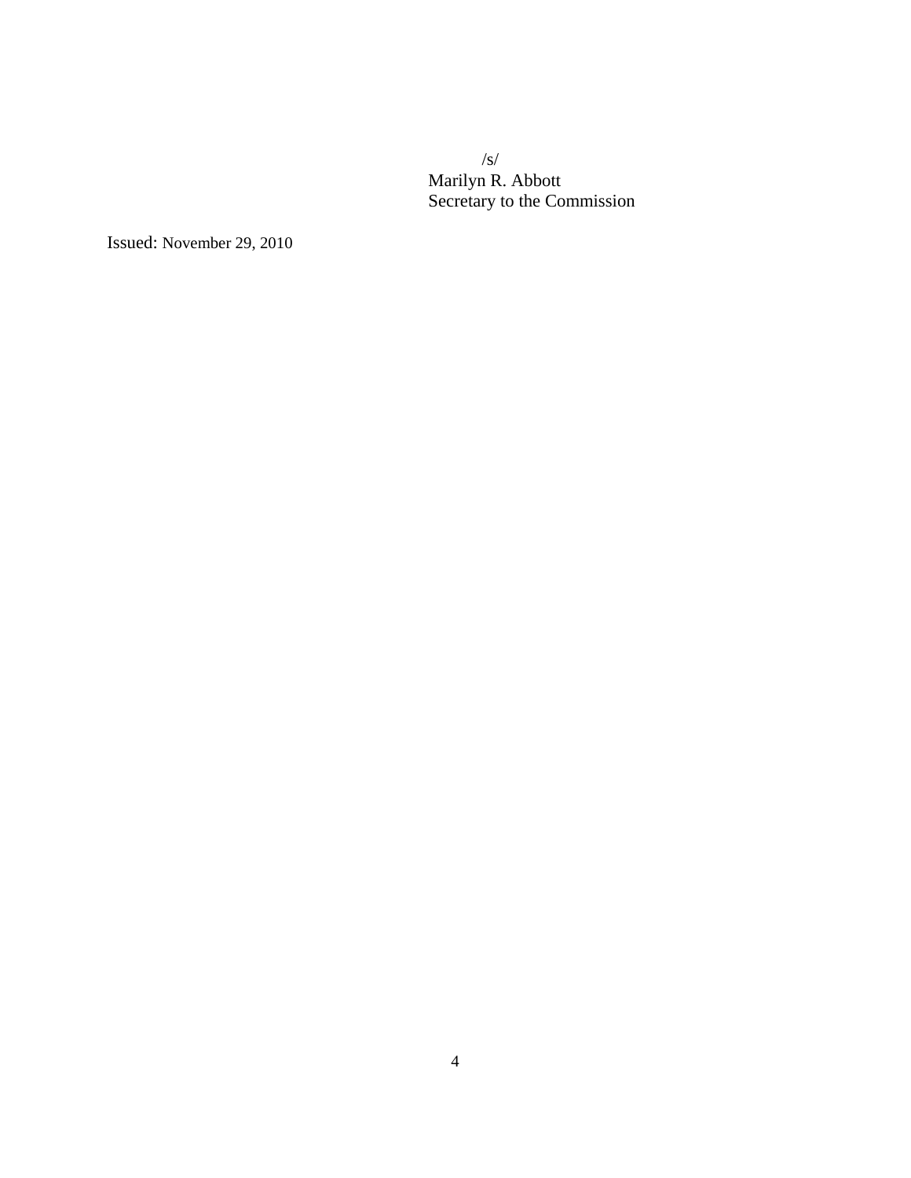/s/
Marilyn R. Abbott
Secretary to the Commission

Issued: November 29, 2010